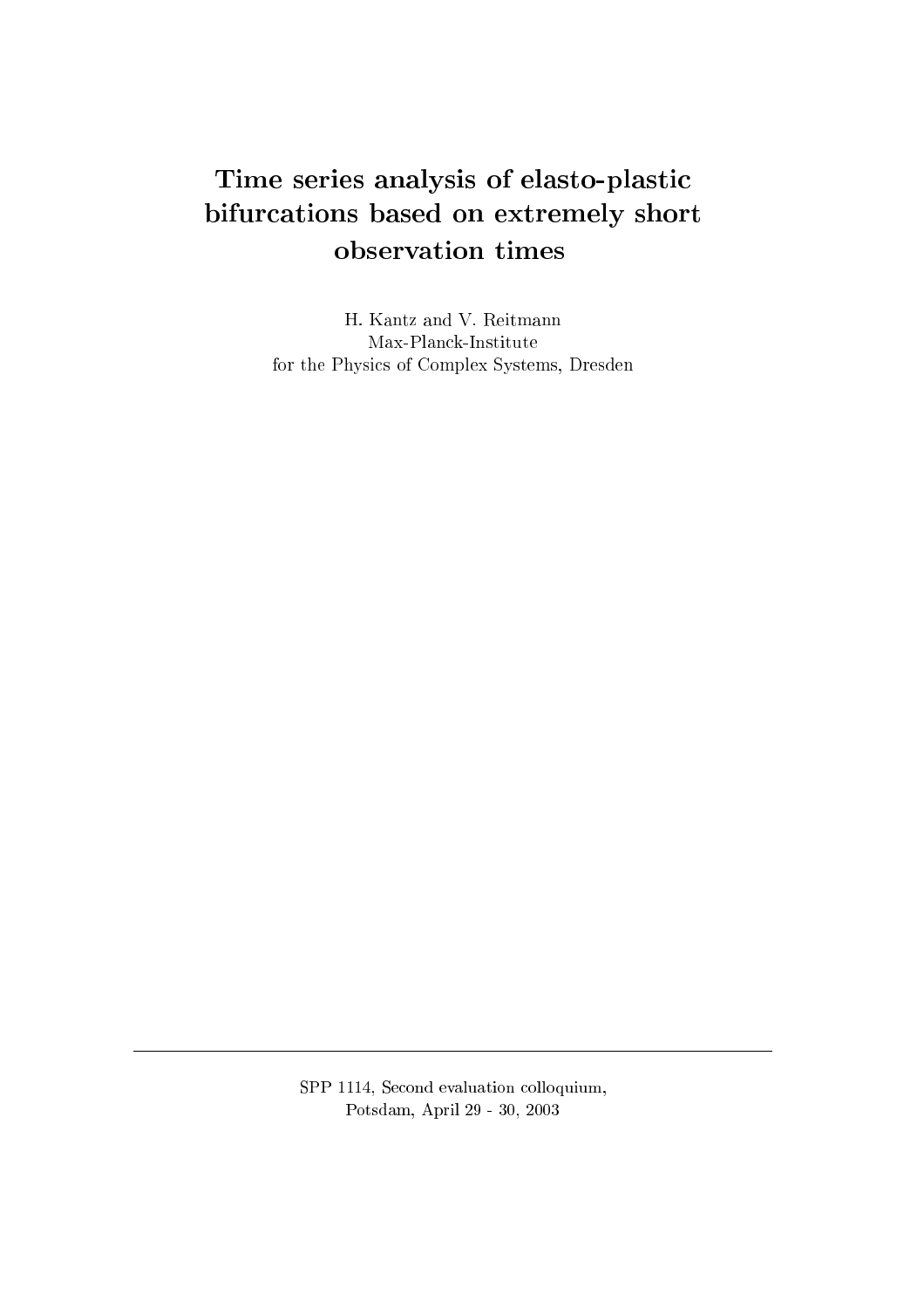# Time series analysis of elasto-plastic bifurcations based on extremely short observation times

H. Kantz and V. Reitmann
Max-Planck-Institute
for the Physics of Complex Systems, Dresden

---

SPP 1114, Second evaluation colloquium,
Potsdam, April 29 - 30, 2003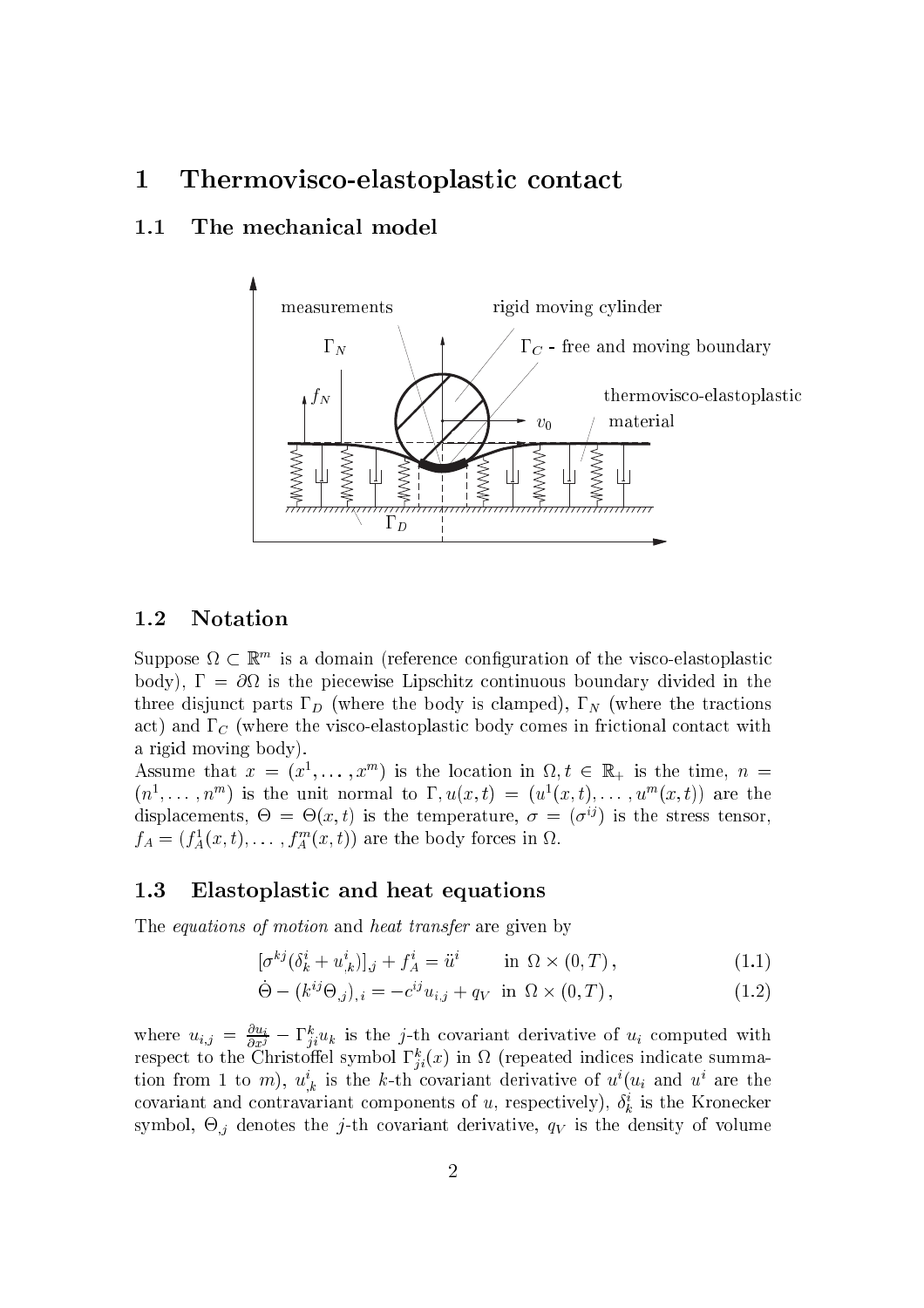# 1 Thermovisco-elastoplastic contact

## 1.1 The mechanical model

## 1.2 Notation

Suppose $\Omega \subset \mathbb{R}^m$ is a domain (reference configuration of the visco-elastoplastic body), $\Gamma = \partial\Omega$ is the piecewise Lipschitz continuous boundary divided in the three disjunct parts $\Gamma_D$ (where the body is clamped), $\Gamma_N$ (where the tractions act) and $\Gamma_C$ (where the visco-elastoplastic body comes in frictional contact with a rigid moving body).

Assume that $x = (x^1, \dots, x^m)$ is the location in $\Omega, t \in \mathbb{R}_+$ is the time, $n = (n^1, \dots, n^m)$ is the unit normal to $\Gamma, u(x,t) = (u^1(x,t), \dots, u^m(x,t))$ are the displacements, $\Theta = \Theta(x,t)$ is the temperature, $\sigma = (\sigma^{ij})$ is the stress tensor, $f_A = (f_A^1(x,t), \dots, f_A^m(x,t))$ are the body forces in $\Omega$.

## 1.3 Elastoplastic and heat equations

The *equations of motion* and *heat transfer* are given by

$$[\sigma^{kj}(\delta_k^i + u^i_{,k})]_{,j} + f_A^i = \ddot{u}^i \qquad \text{in } \Omega \times (0,T)\,, \tag{1.1}$$

$$\dot{\Theta} - (k^{ij}\Theta_{,j})_{,i} = -c^{ij}u_{i,j} + q_V \ \text{ in } \Omega \times (0,T)\,, \tag{1.2}$$

where $u_{i,j} = \frac{\partial u_i}{\partial x^j} - \Gamma^k_{ji}u_k$ is the $j$-th covariant derivative of $u_i$ computed with respect to the Christoffel symbol $\Gamma^k_{ji}(x)$ in $\Omega$ (repeated indices indicate summation from 1 to $m$), $u^i_{,k}$ is the $k$-th covariant derivative of $u^i$($u_i$ and $u^i$ are the covariant and contravariant components of $u$, respectively), $\delta^i_k$ is the Kronecker symbol, $\Theta_{,j}$ denotes the $j$-th covariant derivative, $q_V$ is the density of volume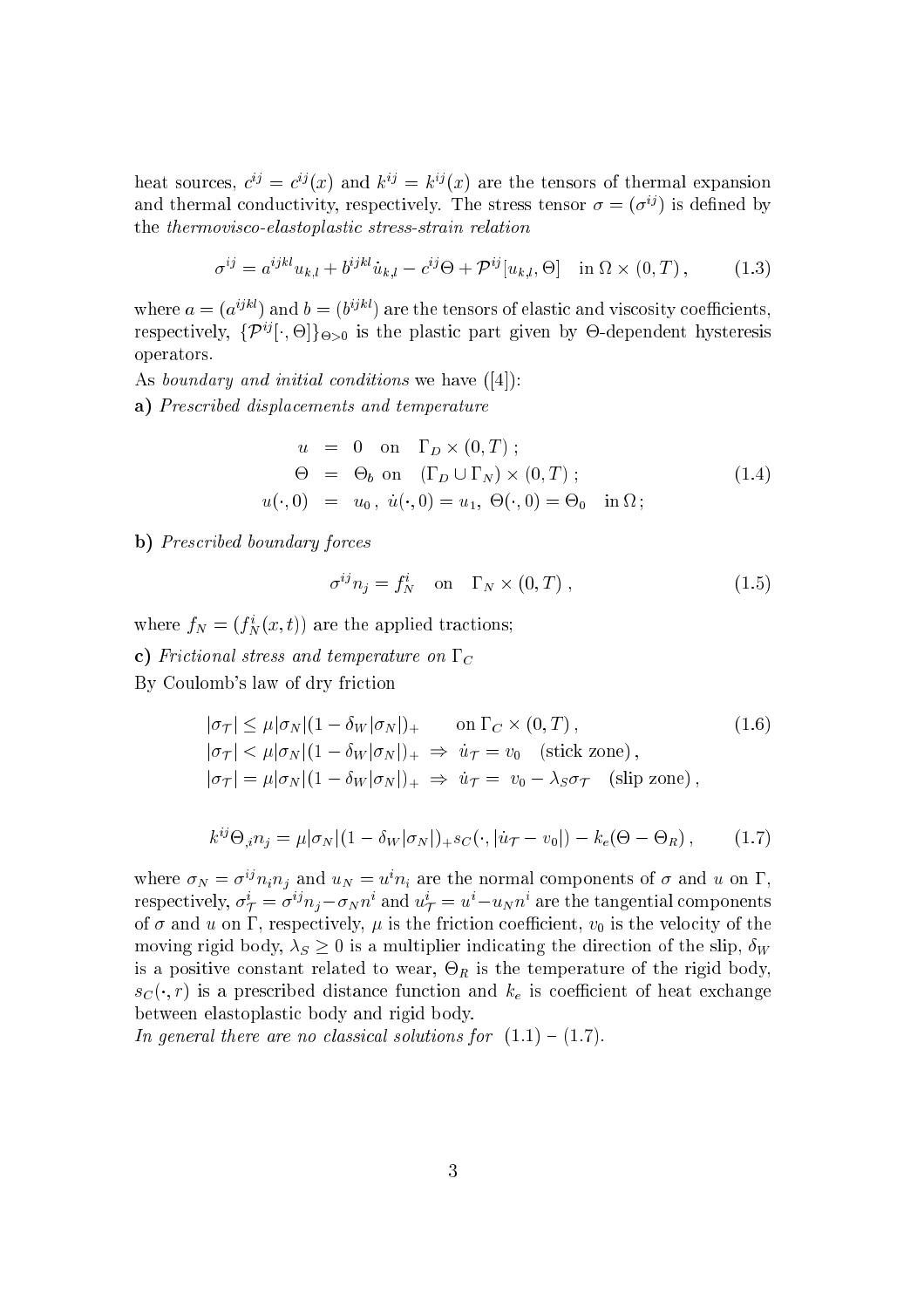heat sources, $c^{ij} = c^{ij}(x)$ and $k^{ij} = k^{ij}(x)$ are the tensors of thermal expansion and thermal conductivity, respectively. The stress tensor $\sigma = (\sigma^{ij})$ is defined by the *thermovisco-elastoplastic stress-strain relation*

$$\sigma^{ij} = a^{ijkl}u_{k,l} + b^{ijkl}\dot{u}_{k,l} - c^{ij}\Theta + \mathcal{P}^{ij}[u_{k,l}, \Theta] \quad \text{in } \Omega \times (0,T)\,, \tag{1.3}$$

where $a = (a^{ijkl})$ and $b = (b^{ijkl})$ are the tensors of elastic and viscosity coefficients, respectively, $\{\mathcal{P}^{ij}[\cdot, \Theta]\}_{\Theta > 0}$ is the plastic part given by $\Theta$-dependent hysteresis operators.

As *boundary and initial conditions* we have ([4]):

**a)** *Prescribed displacements and temperature*

$$\begin{aligned} u &= 0 \quad \text{on} \quad \Gamma_D \times (0,T)\;; \\ \Theta &= \Theta_b \text{ on } \quad (\Gamma_D \cup \Gamma_N) \times (0,T)\;; \\ u(\cdot, 0) &= u_0\,,\ \dot{u}(\cdot, 0) = u_1,\ \Theta(\cdot, 0) = \Theta_0 \quad \text{in } \Omega\,; \end{aligned} \tag{1.4}$$

**b)** *Prescribed boundary forces*

$$\sigma^{ij}n_j = f_N^i \quad \text{on} \quad \Gamma_N \times (0,T)\,, \tag{1.5}$$

where $f_N = (f_N^i(x,t))$ are the applied tractions;

**c)** *Frictional stress and temperature on* $\Gamma_C$

By Coulomb's law of dry friction

$$\begin{aligned} &|\sigma_{\mathcal{T}}| \le \mu|\sigma_N|(1 - \delta_W|\sigma_N|)_+ \qquad \text{on } \Gamma_C \times (0,T)\,, \\ &|\sigma_{\mathcal{T}}| < \mu|\sigma_N|(1 - \delta_W|\sigma_N|)_+ \;\Rightarrow\; \dot{u}_{\mathcal{T}} = v_0 \quad \text{(stick zone)}\,, \\ &|\sigma_{\mathcal{T}}| = \mu|\sigma_N|(1 - \delta_W|\sigma_N|)_+ \;\Rightarrow\; \dot{u}_{\mathcal{T}} = \; v_0 - \lambda_S\sigma_{\mathcal{T}} \quad \text{(slip zone)}\,, \end{aligned} \tag{1.6}$$

$$k^{ij}\Theta_{,i}n_j = \mu|\sigma_N|(1 - \delta_W|\sigma_N|)_+ s_C(\cdot, |\dot{u}_{\mathcal{T}} - v_0|) - k_e(\Theta - \Theta_R)\,, \tag{1.7}$$

where $\sigma_N = \sigma^{ij}n_in_j$ and $u_N = u^in_i$ are the normal components of $\sigma$ and $u$ on $\Gamma$, respectively, $\sigma_{\mathcal{T}}^i = \sigma^{ij}n_j - \sigma_N n^i$ and $u_{\mathcal{T}}^i = u^i - u_N n^i$ are the tangential components of $\sigma$ and $u$ on $\Gamma$, respectively, $\mu$ is the friction coefficient, $v_0$ is the velocity of the moving rigid body, $\lambda_S \ge 0$ is a multiplier indicating the direction of the slip, $\delta_W$ is a positive constant related to wear, $\Theta_R$ is the temperature of the rigid body, $s_C(\cdot, r)$ is a prescribed distance function and $k_e$ is coefficient of heat exchange between elastoplastic body and rigid body.

*In general there are no classical solutions for* (1.1) – (1.7).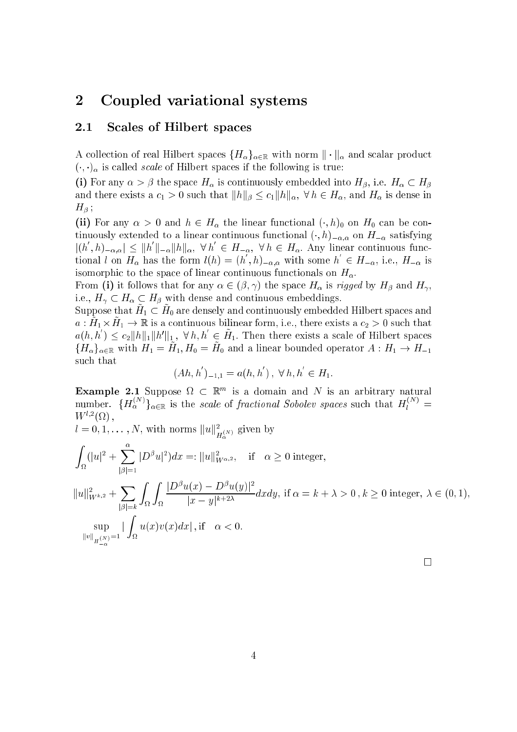# 2 Coupled variational systems

## 2.1 Scales of Hilbert spaces

A collection of real Hilbert spaces $\{H_\alpha\}_{\alpha\in\mathbb{R}}$ with norm $\|\cdot\|_\alpha$ and scalar product $(\cdot,\cdot)_\alpha$ is called *scale* of Hilbert spaces if the following is true:

**(i)** For any $\alpha > \beta$ the space $H_\alpha$ is continuously embedded into $H_\beta$, i.e. $H_\alpha \subset H_\beta$ and there exists a $c_1 > 0$ such that $\|h\|_\beta \leq c_1\|h\|_\alpha$, $\forall\, h \in H_\alpha$, and $H_\alpha$ is dense in $H_\beta$ ;

**(ii)** For any $\alpha > 0$ and $h \in H_\alpha$ the linear functional $(\cdot, h)_0$ on $H_0$ can be continuously extended to a linear continuous functional $(\cdot, h)_{-\alpha,\alpha}$ on $H_{-\alpha}$ satisfying $|(h', h)_{-\alpha,\alpha}| \leq \|h'\|_{-\alpha}\|h\|_\alpha$, $\forall\, h' \in H_{-\alpha}$, $\forall\, h \in H_\alpha$. Any linear continuous functional $l$ on $H_\alpha$ has the form $l(h) = (h', h)_{-\alpha,\alpha}$ with some $h' \in H_{-\alpha}$, i.e., $H_{-\alpha}$ is isomorphic to the space of linear continuous functionals on $H_\alpha$.

From **(i)** it follows that for any $\alpha \in (\beta, \gamma)$ the space $H_\alpha$ is *rigged* by $H_\beta$ and $H_\gamma$, i.e., $H_\gamma \subset H_\alpha \subset H_\beta$ with dense and continuous embeddings.

Suppose that $\tilde{H}_1 \subset \tilde{H}_0$ are densely and continuously embedded Hilbert spaces and $a : \tilde{H}_1 \times \tilde{H}_1 \to \mathbb{R}$ is a continuous bilinear form, i.e., there exists a $c_2 > 0$ such that $a(h, h') \leq c_2\|h\|_1\|h'\|_1$, $\forall\, h, h' \in \tilde{H}_1$. Then there exists a scale of Hilbert spaces $\{H_\alpha\}_{\alpha\in\mathbb{R}}$ with $H_1 = \tilde{H}_1, H_0 = \tilde{H}_0$ and a linear bounded operator $A : H_1 \to H_{-1}$ such that

$$(Ah, h')_{-1,1} = a(h, h')\,,\ \forall\, h, h' \in H_1.$$

**Example 2.1** Suppose $\Omega \subset \mathbb{R}^m$ is a domain and $N$ is an arbitrary natural number. $\{H_\alpha^{(N)}\}_{\alpha\in\mathbb{R}}$ is the *scale* of *fractional Sobolev spaces* such that $H_l^{(N)} = W^{l,2}(\Omega)$,
$l = 0, 1, \ldots, N$, with norms $\|u\|^2_{H_\alpha^{(N)}}$ given by

$$\int_\Omega (|u|^2 + \sum_{|\beta|=1}^{\alpha} |D^\beta u|^2)dx =: \|u\|^2_{W^{\alpha,2}}, \quad \text{if} \quad \alpha \geq 0 \text{ integer},$$

$$\|u\|^2_{W^{k,2}} + \sum_{|\beta|=k} \int_\Omega \int_\Omega \frac{|D^\beta u(x) - D^\beta u(y)|^2}{|x-y|^{k+2\lambda}} dxdy, \text{ if } \alpha = k + \lambda > 0\,, k \geq 0 \text{ integer}, \lambda \in (0,1),$$

$$\sup_{\|v\|_{H_{-\alpha}^{(N)}}=1} |\int_\Omega u(x)v(x)dx|\,, \text{if} \quad \alpha < 0.$$

□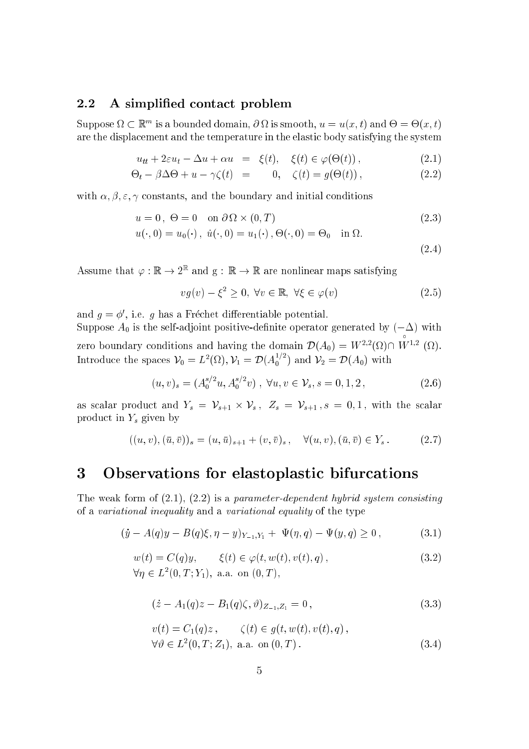### 2.2 A simplified contact problem

Suppose $\Omega \subset \mathbb{R}^m$ is a bounded domain, $\partial\Omega$ is smooth, $u = u(x,t)$ and $\Theta = \Theta(x,t)$ are the displacement and the temperature in the elastic body satisfying the system

$$
\begin{aligned}
u_{tt} + 2\varepsilon u_t - \Delta u + \alpha u &= \xi(t), \quad \xi(t) \in \varphi(\Theta(t)), &(2.1)\\
\Theta_t - \beta\Delta\Theta + u - \gamma\zeta(t) &= 0, \quad \zeta(t) = g(\Theta(t)), &(2.2)
\end{aligned}
$$

with $\alpha, \beta, \varepsilon, \gamma$ constants, and the boundary and initial conditions

$$
u = 0\,,\ \Theta = 0 \quad \text{on } \partial\Omega \times (0,T) \tag{2.3}
$$

$$
u(\cdot,0) = u_0(\cdot)\,,\ \dot{u}(\cdot,0) = u_1(\cdot)\,, \Theta(\cdot,0) = \Theta_0 \quad \text{in } \Omega. \tag{2.4}
$$

Assume that $\varphi : \mathbb{R} \to 2^{\mathbb{R}}$ and $g : \mathbb{R} \to \mathbb{R}$ are nonlinear maps satisfying

$$
vg(v) - \xi^2 \geq 0,\ \forall v \in \mathbb{R},\ \forall \xi \in \varphi(v) \tag{2.5}
$$

and $g = \phi'$, i.e. $g$ has a Fréchet differentiable potential.
Suppose $A_0$ is the self-adjoint positive-definite operator generated by $(-\Delta)$ with zero boundary conditions and having the domain $\mathcal{D}(A_0) = W^{2,2}(\Omega) \cap \overset{\circ}{W}{}^{1,2}(\Omega)$. Introduce the spaces $\mathcal{V}_0 = L^2(\Omega), \mathcal{V}_1 = \mathcal{D}(A_0^{1/2})$ and $\mathcal{V}_2 = \mathcal{D}(A_0)$ with

$$
(u,v)_s = (A_0^{s/2}u, A_0^{s/2}v)\ ,\ \forall u,v \in \mathcal{V}_s, s = 0,1,2\,, \tag{2.6}
$$

as scalar product and $Y_s = \mathcal{V}_{s+1} \times \mathcal{V}_s\,,\ Z_s = \mathcal{V}_{s+1}\,, s = 0,1\,,$ with the scalar product in $Y_s$ given by

$$
((u,v),(\bar{u},\bar{v}))_s = (u,\bar{u})_{s+1} + (v,\bar{v})_s\,, \quad \forall (u,v),(\bar{u},\bar{v}) \in Y_s\,. \tag{2.7}
$$

# 3 Observations for elastoplastic bifurcations

The weak form of (2.1), (2.2) is a *parameter-dependent hybrid system consisting* of a *variational inequality* and a *variational equality* of the type

$$
(\dot{y} - A(q)y - B(q)\xi, \eta - y)_{Y_{-1},Y_1} + \Psi(\eta,q) - \Psi(y,q) \geq 0\,, \tag{3.1}
$$

$$
w(t) = C(q)y, \qquad \xi(t) \in \varphi(t, w(t), v(t), q)\,, \tag{3.2}
$$
$\forall \eta \in L^2(0,T;Y_1)$, a.a. on $(0,T)$,

$$
(\dot{z} - A_1(q)z - B_1(q)\zeta, \vartheta)_{Z_{-1},Z_1} = 0\,, \tag{3.3}
$$

$$
v(t) = C_1(q)z\,, \qquad \zeta(t) \in g(t, w(t), v(t), q)\,,
$$
$\forall \vartheta \in L^2(0,T;Z_1)$, a.a. on $(0,T)$. $\quad$ (3.4)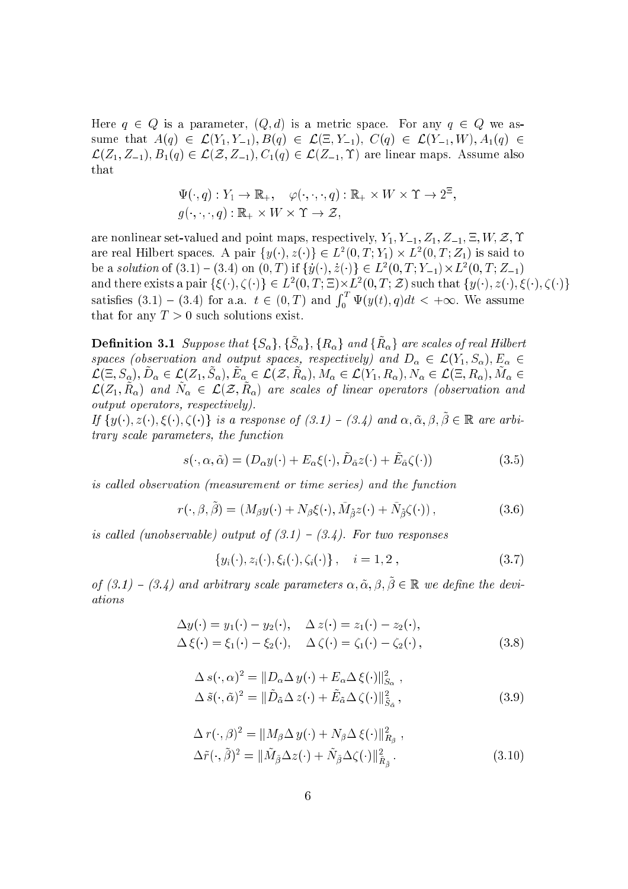Here $q \in Q$ is a parameter, $(Q, d)$ is a metric space. For any $q \in Q$ we assume that $A(q) \in \mathcal{L}(Y_1, Y_{-1}), B(q) \in \mathcal{L}(\Xi, Y_{-1}),\ C(q) \in \mathcal{L}(Y_{-1}, W), A_1(q) \in \mathcal{L}(Z_1, Z_{-1}), B_1(q) \in \mathcal{L}(\mathcal{Z}, Z_{-1}), C_1(q) \in \mathcal{L}(Z_{-1}, \Upsilon)$ are linear maps. Assume also that

$$
\Psi(\cdot, q) : Y_1 \to \mathbb{R}_+, \quad \varphi(\cdot,\cdot,\cdot,q) : \mathbb{R}_+ \times W \times \Upsilon \to 2^{\Xi},
$$
$$
g(\cdot,\cdot,\cdot,q) : \mathbb{R}_+ \times W \times \Upsilon \to \mathcal{Z},
$$

are nonlinear set-valued and point maps, respectively, $Y_1, Y_{-1}, Z_1, Z_{-1}, \Xi, W, \mathcal{Z}, \Upsilon$ are real Hilbert spaces. A pair $\{y(\cdot), z(\cdot)\} \in L^2(0,T;Y_1) \times L^2(0,T;Z_1)$ is said to be a *solution* of (3.1) – (3.4) on $(0,T)$ if $\{\dot y(\cdot), \dot z(\cdot)\} \in L^2(0,T;Y_{-1}) \times L^2(0,T;Z_{-1})$ and there exists a pair $\{\xi(\cdot), \zeta(\cdot)\} \in L^2(0,T;\Xi) \times L^2(0,T;\mathcal{Z})$ such that $\{y(\cdot), z(\cdot), \xi(\cdot), \zeta(\cdot)\}$ satisfies (3.1) – (3.4) for a.a. $t \in (0,T)$ and $\int_0^T \Psi(y(t), q)dt < +\infty$. We assume that for any $T > 0$ such solutions exist.

**Definition 3.1** *Suppose that $\{S_\alpha\}, \{\tilde S_\alpha\}, \{R_\alpha\}$ and $\{\tilde R_\alpha\}$ are scales of real Hilbert spaces (observation and output spaces, respectively) and $D_\alpha \in \mathcal{L}(Y_1, S_\alpha), E_\alpha \in \mathcal{L}(\Xi, S_\alpha), \tilde D_\alpha \in \mathcal{L}(Z_1, \tilde S_\alpha), \tilde E_\alpha \in \mathcal{L}(\mathcal{Z}, \tilde R_\alpha), M_\alpha \in \mathcal{L}(Y_1, R_\alpha), N_\alpha \in \mathcal{L}(\Xi, R_\alpha), \tilde M_\alpha \in \mathcal{L}(Z_1, \tilde R_\alpha)$ and $\tilde N_\alpha \in \mathcal{L}(\mathcal{Z}, \tilde R_\alpha)$ are scales of linear operators (observation and output operators, respectively).*

*If $\{y(\cdot), z(\cdot), \xi(\cdot), \zeta(\cdot)\}$ is a response of (3.1) – (3.4) and $\alpha, \tilde\alpha, \beta, \tilde\beta \in \mathbb{R}$ are arbitrary scale parameters, the function*

$$
s(\cdot, \alpha, \tilde\alpha) = (D_\alpha y(\cdot) + E_\alpha \xi(\cdot), \tilde D_{\tilde\alpha} z(\cdot) + \tilde E_{\tilde\alpha} \zeta(\cdot)) \tag{3.5}
$$

*is called observation (measurement or time series) and the function*

$$
r(\cdot, \beta, \tilde\beta) = (M_\beta y(\cdot) + N_\beta \xi(\cdot), \tilde M_{\tilde\beta} z(\cdot) + \tilde N_{\tilde\beta} \zeta(\cdot)), \tag{3.6}
$$

*is called (unobservable) output of (3.1) – (3.4). For two responses*

$$
\{y_i(\cdot), z_i(\cdot), \xi_i(\cdot), \zeta_i(\cdot)\}, \quad i = 1, 2, \tag{3.7}
$$

*of (3.1) – (3.4) and arbitrary scale parameters $\alpha, \tilde\alpha, \beta, \tilde\beta \in \mathbb{R}$ we define the deviations*

$$
\begin{aligned}
\Delta y(\cdot) &= y_1(\cdot) - y_2(\cdot), \quad \Delta z(\cdot) = z_1(\cdot) - z_2(\cdot), \\
\Delta \xi(\cdot) &= \xi_1(\cdot) - \xi_2(\cdot), \quad \Delta \zeta(\cdot) = \zeta_1(\cdot) - \zeta_2(\cdot),
\end{aligned} \tag{3.8}
$$

$$
\begin{aligned}
\Delta s(\cdot, \alpha)^2 &= \| D_\alpha \Delta y(\cdot) + E_\alpha \Delta \xi(\cdot) \|^2_{S_\alpha}, \\
\Delta \tilde s(\cdot, \tilde\alpha)^2 &= \| \tilde D_{\tilde\alpha} \Delta z(\cdot) + \tilde E_{\tilde\alpha} \Delta \zeta(\cdot) \|^2_{\tilde S_{\tilde\alpha}},
\end{aligned} \tag{3.9}
$$

$$
\begin{aligned}
\Delta r(\cdot, \beta)^2 &= \| M_\beta \Delta y(\cdot) + N_\beta \Delta \xi(\cdot) \|^2_{R_\beta}, \\
\Delta \tilde r(\cdot, \tilde\beta)^2 &= \| \tilde M_{\tilde\beta} \Delta z(\cdot) + \tilde N_{\tilde\beta} \Delta \zeta(\cdot) \|^2_{\tilde R_{\tilde\beta}}.
\end{aligned} \tag{3.10}
$$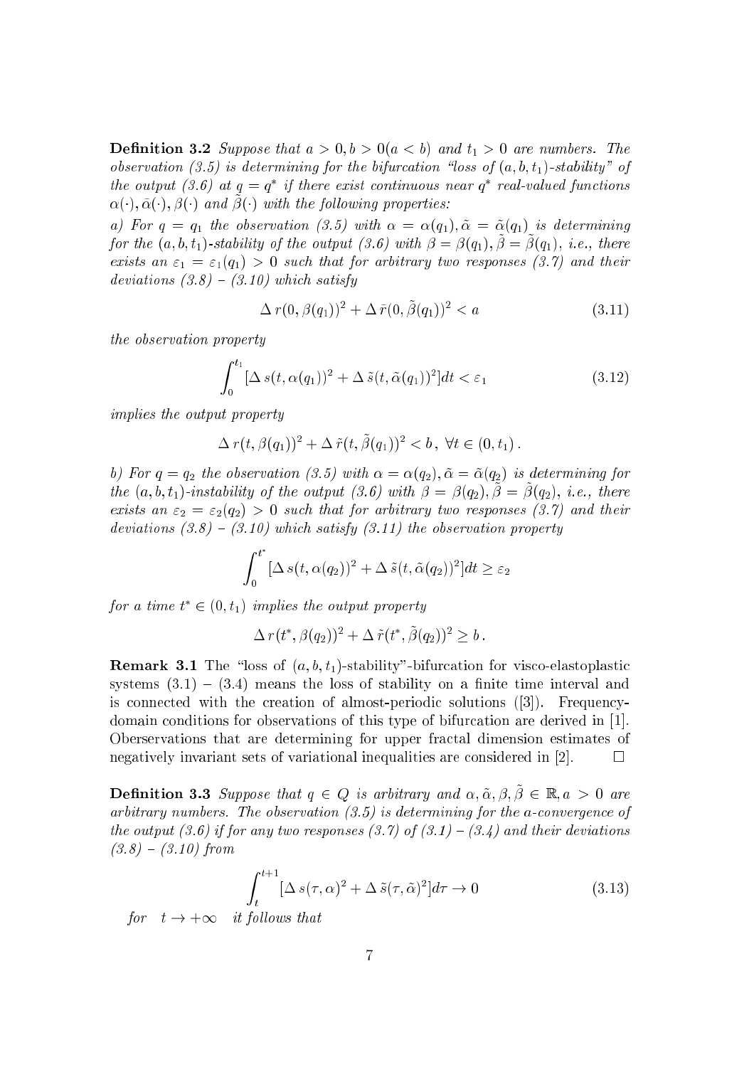**Definition 3.2** *Suppose that $a > 0, b > 0 (a < b)$ and $t_1 > 0$ are numbers. The observation (3.5) is determining for the bifurcation "loss of $(a, b, t_1)$-stability" of the output (3.6) at $q = q^*$ if there exist continuous near $q^*$ real-valued functions $\alpha(\cdot), \bar{\alpha}(\cdot), \beta(\cdot)$ and $\tilde{\beta}(\cdot)$ with the following properties:*

*a) For $q = q_1$ the observation (3.5) with $\alpha = \alpha(q_1), \tilde{\alpha} = \tilde{\alpha}(q_1)$ is determining for the $(a, b, t_1)$-stability of the output (3.6) with $\beta = \beta(q_1), \tilde{\beta} = \tilde{\beta}(q_1)$, i.e., there exists an $\varepsilon_1 = \varepsilon_1(q_1) > 0$ such that for arbitrary two responses (3.7) and their deviations (3.8) – (3.10) which satisfy*

$$\Delta\, r(0, \beta(q_1))^2 + \Delta\, \bar{r}(0, \tilde{\beta}(q_1))^2 < a \tag{3.11}$$

*the observation property*

$$\int_0^{t_1} [\Delta\, s(t, \alpha(q_1))^2 + \Delta\, \tilde{s}(t, \tilde{\alpha}(q_1))^2] dt < \varepsilon_1 \tag{3.12}$$

*implies the output property*

$$\Delta\, r(t, \beta(q_1))^2 + \Delta\, \tilde{r}(t, \tilde{\beta}(q_1))^2 < b\,,\ \forall t \in (0, t_1)\,.$$

*b) For $q = q_2$ the observation (3.5) with $\alpha = \alpha(q_2), \tilde{\alpha} = \tilde{\alpha}(q_2)$ is determining for the $(a, b, t_1)$-instability of the output (3.6) with $\beta = \beta(q_2), \tilde{\beta} = \tilde{\beta}(q_2)$, i.e., there exists an $\varepsilon_2 = \varepsilon_2(q_2) > 0$ such that for arbitrary two responses (3.7) and their deviations (3.8) – (3.10) which satisfy (3.11) the observation property*

$$\int_0^{t^*} [\Delta\, s(t, \alpha(q_2))^2 + \Delta\, \tilde{s}(t, \tilde{\alpha}(q_2))^2] dt \geq \varepsilon_2$$

*for a time $t^* \in (0, t_1)$ implies the output property*

$$\Delta\, r(t^*, \beta(q_2))^2 + \Delta\, \tilde{r}(t^*, \tilde{\beta}(q_2))^2 \geq b\,.$$

**Remark 3.1** The "loss of $(a, b, t_1)$-stability"-bifurcation for visco-elastoplastic systems (3.1) – (3.4) means the loss of stability on a finite time interval and is connected with the creation of almost-periodic solutions ([3]). Frequency-domain conditions for observations of this type of bifurcation are derived in [1]. Oberservations that are determining for upper fractal dimension estimates of negatively invariant sets of variational inequalities are considered in [2]. □

**Definition 3.3** *Suppose that $q \in Q$ is arbitrary and $\alpha, \tilde{\alpha}, \beta, \tilde{\beta} \in \mathbb{R}, a > 0$ are arbitrary numbers. The observation (3.5) is determining for the a-convergence of the output (3.6) if for any two responses (3.7) of (3.1) – (3.4) and their deviations (3.8) – (3.10) from*

$$\int_t^{t+1} [\Delta\, s(\tau, \alpha)^2 + \Delta\, \tilde{s}(\tau, \tilde{\alpha})^2] d\tau \to 0 \tag{3.13}$$

*for $\quad t \to +\infty \quad$ it follows that*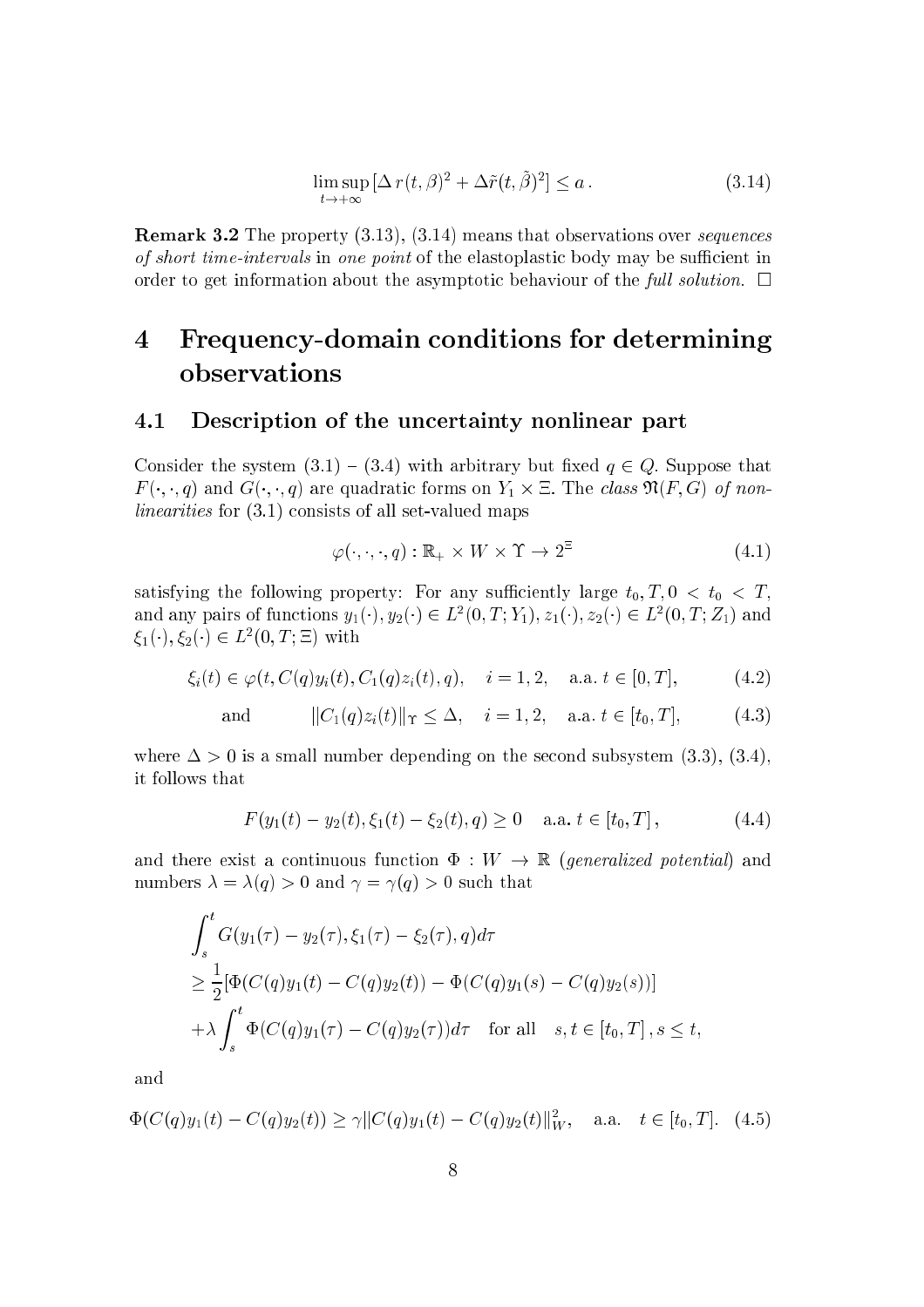$$\limsup_{t\to+\infty} [\Delta\, r(t,\beta)^2 + \Delta \tilde{r}(t,\tilde{\beta})^2] \le a\,. \tag{3.14}$$

**Remark 3.2** The property (3.13), (3.14) means that observations over *sequences of short time-intervals* in *one point* of the elastoplastic body may be sufficient in order to get information about the asymptotic behaviour of the *full solution*. $\square$

# 4 Frequency-domain conditions for determining observations

## 4.1 Description of the uncertainty nonlinear part

Consider the system (3.1) – (3.4) with arbitrary but fixed $q \in Q$. Suppose that $F(\cdot,\cdot,q)$ and $G(\cdot,\cdot,q)$ are quadratic forms on $Y_1 \times \Xi$. The *class* $\mathfrak{N}(F,G)$ *of nonlinearities* for (3.1) consists of all set-valued maps

$$\varphi(\cdot,\cdot,\cdot,q) : \mathbb{R}_+ \times W \times \Upsilon \to 2^{\Xi} \tag{4.1}$$

satisfying the following property: For any sufficiently large $t_0, T, 0 < t_0 < T$, and any pairs of functions $y_1(\cdot), y_2(\cdot) \in L^2(0,T;Y_1)$, $z_1(\cdot), z_2(\cdot) \in L^2(0,T;Z_1)$ and $\xi_1(\cdot), \xi_2(\cdot) \in L^2(0,T;\Xi)$ with

$$\xi_i(t) \in \varphi(t, C(q)y_i(t), C_1(q)z_i(t), q), \quad i=1,2, \quad \text{a.a. } t \in [0,T], \tag{4.2}$$

$$\text{and} \qquad \|C_1(q)z_i(t)\|_{\Upsilon} \le \Delta, \quad i=1,2, \quad \text{a.a. } t \in [t_0,T], \tag{4.3}$$

where $\Delta > 0$ is a small number depending on the second subsystem (3.3), (3.4), it follows that

$$F(y_1(t)-y_2(t), \xi_1(t)-\xi_2(t), q) \ge 0 \quad \text{a.a. } t \in [t_0,T]\,, \tag{4.4}$$

and there exist a continuous function $\Phi : W \to \mathbb{R}$ (*generalized potential*) and numbers $\lambda = \lambda(q) > 0$ and $\gamma = \gamma(q) > 0$ such that

$$\begin{aligned}
&\int_s^t G(y_1(\tau)-y_2(\tau), \xi_1(\tau)-\xi_2(\tau), q)d\tau \\
&\ge \frac{1}{2}[\Phi(C(q)y_1(t) - C(q)y_2(t)) - \Phi(C(q)y_1(s) - C(q)y_2(s))] \\
&+\lambda \int_s^t \Phi(C(q)y_1(\tau) - C(q)y_2(\tau))d\tau \quad \text{for all} \quad s,t \in [t_0,T]\,, s \le t,
\end{aligned}$$

and

$$\Phi(C(q)y_1(t) - C(q)y_2(t)) \ge \gamma \|C(q)y_1(t) - C(q)y_2(t)\|_W^2, \quad \text{a.a.} \quad t \in [t_0,T]. \tag{4.5}$$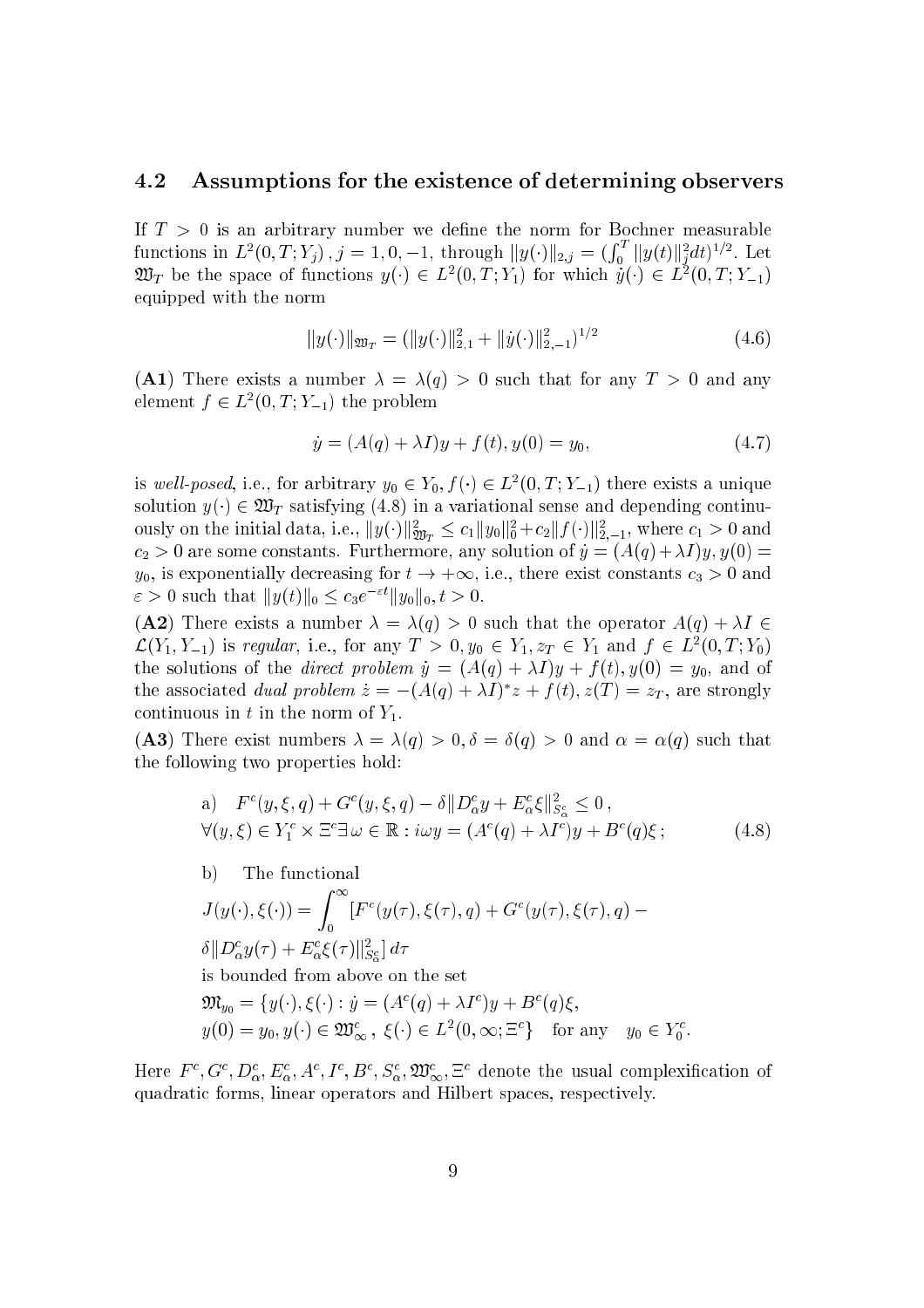### 4.2 Assumptions for the existence of determining observers

If $T > 0$ is an arbitrary number we define the norm for Bochner measurable functions in $L^2(0,T;Y_j)$ , $j = 1, 0, -1$, through $\|y(\cdot)\|_{2,j} = (\int_0^T \|y(t)\|_j^2 dt)^{1/2}$. Let $\mathfrak{W}_T$ be the space of functions $y(\cdot) \in L^2(0,T;Y_1)$ for which $\dot{y}(\cdot) \in L^2(0,T;Y_{-1})$ equipped with the norm

$$\|y(\cdot)\|_{\mathfrak{W}_T} = (\|y(\cdot)\|_{2,1}^2 + \|\dot{y}(\cdot)\|_{2,-1}^2)^{1/2} \tag{4.6}$$

**(A1)** There exists a number $\lambda = \lambda(q) > 0$ such that for any $T > 0$ and any element $f \in L^2(0,T;Y_{-1})$ the problem

$$\dot{y} = (A(q) + \lambda I)y + f(t), y(0) = y_0, \tag{4.7}$$

is *well-posed*, i.e., for arbitrary $y_0 \in Y_0, f(\cdot) \in L^2(0,T;Y_{-1})$ there exists a unique solution $y(\cdot) \in \mathfrak{W}_T$ satisfying (4.8) in a variational sense and depending continuously on the initial data, i.e., $\|y(\cdot)\|_{\mathfrak{W}_T}^2 \le c_1\|y_0\|_0^2 + c_2\|f(\cdot)\|_{2,-1}^2$, where $c_1 > 0$ and $c_2 > 0$ are some constants. Furthermore, any solution of $\dot{y} = (A(q) + \lambda I)y, y(0) = y_0$, is exponentially decreasing for $t \to +\infty$, i.e., there exist constants $c_3 > 0$ and $\varepsilon > 0$ such that $\|y(t)\|_0 \le c_3 e^{-\varepsilon t}\|y_0\|_0, t > 0$.

**(A2)** There exists a number $\lambda = \lambda(q) > 0$ such that the operator $A(q) + \lambda I \in \mathcal{L}(Y_1, Y_{-1})$ is *regular*, i.e., for any $T > 0, y_0 \in Y_1, z_T \in Y_1$ and $f \in L^2(0,T;Y_0)$ the solutions of the *direct problem* $\dot{y} = (A(q) + \lambda I)y + f(t), y(0) = y_0$, and of the associated *dual problem* $\dot{z} = -(A(q) + \lambda I)^* z + f(t), z(T) = z_T$, are strongly continuous in $t$ in the norm of $Y_1$.

**(A3)** There exist numbers $\lambda = \lambda(q) > 0, \delta = \delta(q) > 0$ and $\alpha = \alpha(q)$ such that the following two properties hold:

a) $F^c(y,\xi,q) + G^c(y,\xi,q) - \delta\|D_\alpha^c y + E_\alpha^c \xi\|_{S_\alpha^c}^2 \le 0$ ,
$\forall (y,\xi) \in Y_1^c \times \Xi^c \exists\, \omega \in \mathbb{R} : i\omega y = (A^c(q) + \lambda I^c)y + B^c(q)\xi$ ; (4.8)

b) The functional
$J(y(\cdot),\xi(\cdot)) = \int_0^\infty [F^c(y(\tau),\xi(\tau),q) + G^c(y(\tau),\xi(\tau),q) - \delta\|D_\alpha^c y(\tau) + E_\alpha^c \xi(\tau)\|_{S_\alpha^c}^2]\, d\tau$
is bounded from above on the set
$\mathfrak{M}_{y_0} = \{y(\cdot),\xi(\cdot) : \dot{y} = (A^c(q) + \lambda I^c)y + B^c(q)\xi,$
$y(0) = y_0, y(\cdot) \in \mathfrak{W}_\infty^c,\ \xi(\cdot) \in L^2(0,\infty;\Xi^c\}$ for any $y_0 \in Y_0^c$.

Here $F^c, G^c, D_\alpha^c, E_\alpha^c, A^c, I^c, B^c, S_\alpha^c, \mathfrak{W}_\infty^c, \Xi^c$ denote the usual complexification of quadratic forms, linear operators and Hilbert spaces, respectively.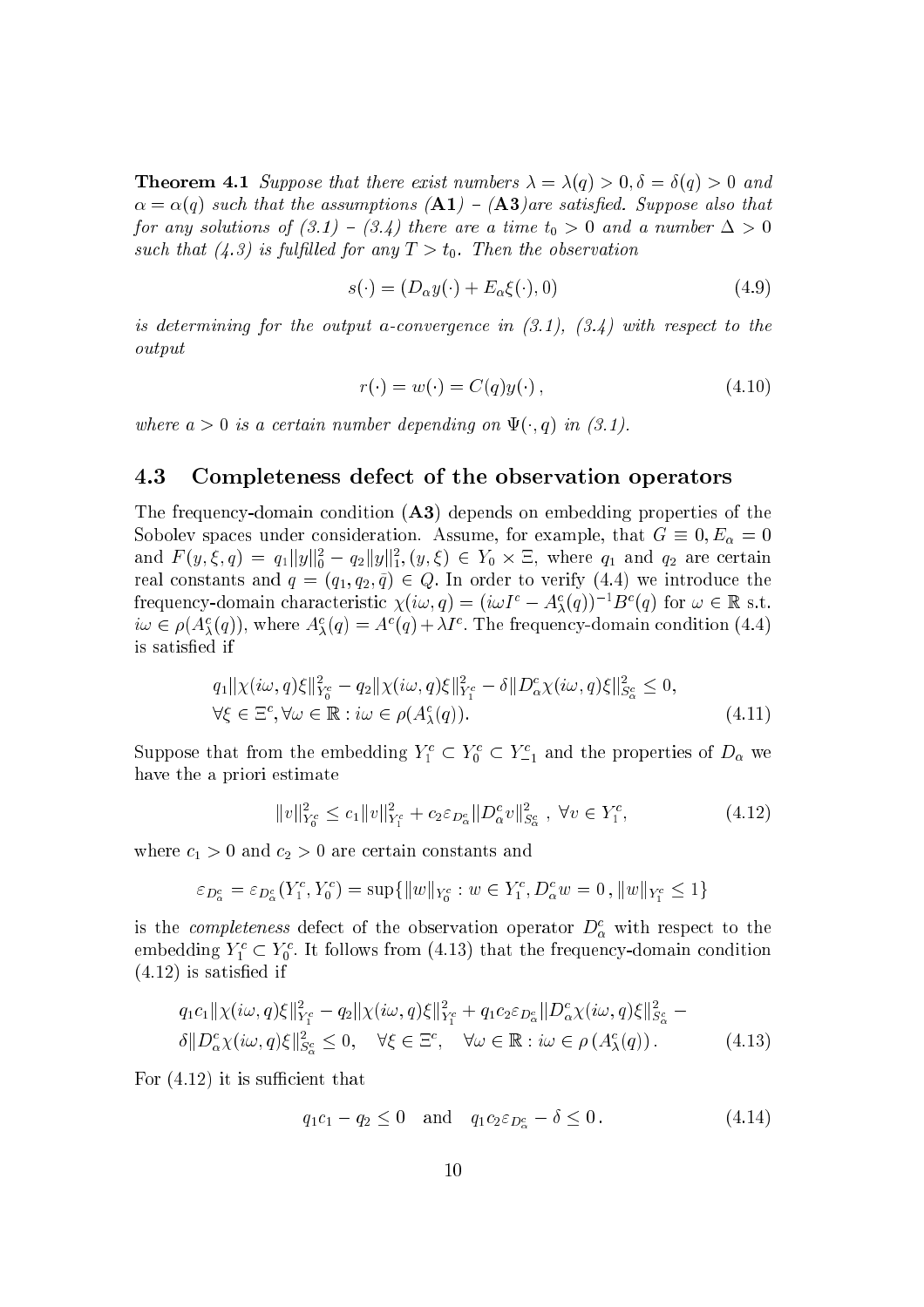**Theorem 4.1** *Suppose that there exist numbers $\lambda = \lambda(q) > 0, \delta = \delta(q) > 0$ and $\alpha = \alpha(q)$ such that the assumptions* (**A1**) *–* (**A3**)*are satisfied. Suppose also that for any solutions of (3.1) – (3.4) there are a time $t_0 > 0$ and a number $\Delta > 0$ such that (4.3) is fulfilled for any $T > t_0$. Then the observation*

$$s(\cdot) = (D_\alpha y(\cdot) + E_\alpha \xi(\cdot), 0) \tag{4.9}$$

*is determining for the output a-convergence in (3.1), (3.4) with respect to the output*

$$r(\cdot) = w(\cdot) = C(q)y(\cdot)\,, \tag{4.10}$$

*where $a > 0$ is a certain number depending on $\Psi(\cdot, q)$ in (3.1).*

### 4.3 Completeness defect of the observation operators

The frequency-domain condition (**A3**) depends on embedding properties of the Sobolev spaces under consideration. Assume, for example, that $G \equiv 0, E_\alpha = 0$ and $F(y, \xi, q) = q_1\|y\|_0^2 - q_2\|y\|_1^2, (y, \xi) \in Y_0 \times \Xi$, where $q_1$ and $q_2$ are certain real constants and $q = (q_1, q_2, \bar{q}) \in Q$. In order to verify (4.4) we introduce the frequency-domain characteristic $\chi(i\omega, q) = (i\omega I^c - A_\lambda^c(q))^{-1} B^c(q)$ for $\omega \in \mathbb{R}$ s.t. $i\omega \in \rho(A_\lambda^c(q))$, where $A_\lambda^c(q) = A^c(q) + \lambda I^c$. The frequency-domain condition (4.4) is satisfied if

$$\begin{aligned}
&q_1\|\chi(i\omega, q)\xi\|_{Y_0^c}^2 - q_2\|\chi(i\omega, q)\xi\|_{Y_1^c}^2 - \delta\|D_\alpha^c \chi(i\omega, q)\xi\|_{S_\alpha^c}^2 \le 0, \\
&\forall \xi \in \Xi^c, \forall \omega \in \mathbb{R} : i\omega \in \rho(A_\lambda^c(q)).
\end{aligned} \tag{4.11}$$

Suppose that from the embedding $Y_1^c \subset Y_0^c \subset Y_{-1}^c$ and the properties of $D_\alpha$ we have the a priori estimate

$$\|v\|_{Y_0^c}^2 \le c_1\|v\|_{Y_1^c}^2 + c_2\varepsilon_{D_\alpha^c}\|D_\alpha^c v\|_{S_\alpha^c}^2\,,\ \forall v \in Y_1^c, \tag{4.12}$$

where $c_1 > 0$ and $c_2 > 0$ are certain constants and

$$\varepsilon_{D_\alpha^c} = \varepsilon_{D_\alpha^c}(Y_1^c, Y_0^c) = \sup\{\|w\|_{Y_0^c} : w \in Y_1^c, D_\alpha^c w = 0\,, \|w\|_{Y_1^c} \le 1\}$$

is the *completeness* defect of the observation operator $D_\alpha^c$ with respect to the embedding $Y_1^c \subset Y_0^c$. It follows from (4.13) that the frequency-domain condition (4.12) is satisfied if

$$\begin{aligned}
&q_1 c_1\|\chi(i\omega, q)\xi\|_{Y_1^c}^2 - q_2\|\chi(i\omega, q)\xi\|_{Y_1^c}^2 + q_1 c_2 \varepsilon_{D_\alpha^c}\|D_\alpha^c \chi(i\omega, q)\xi\|_{S_\alpha^c}^2 - \\
&\delta\|D_\alpha^c \chi(i\omega, q)\xi\|_{S_\alpha^c}^2 \le 0, \quad \forall \xi \in \Xi^c, \quad \forall \omega \in \mathbb{R} : i\omega \in \rho\left(A_\lambda^c(q)\right).
\end{aligned} \tag{4.13}$$

For (4.12) it is sufficient that

$$q_1 c_1 - q_2 \le 0 \quad \text{and} \quad q_1 c_2 \varepsilon_{D_\alpha^c} - \delta \le 0\,. \tag{4.14}$$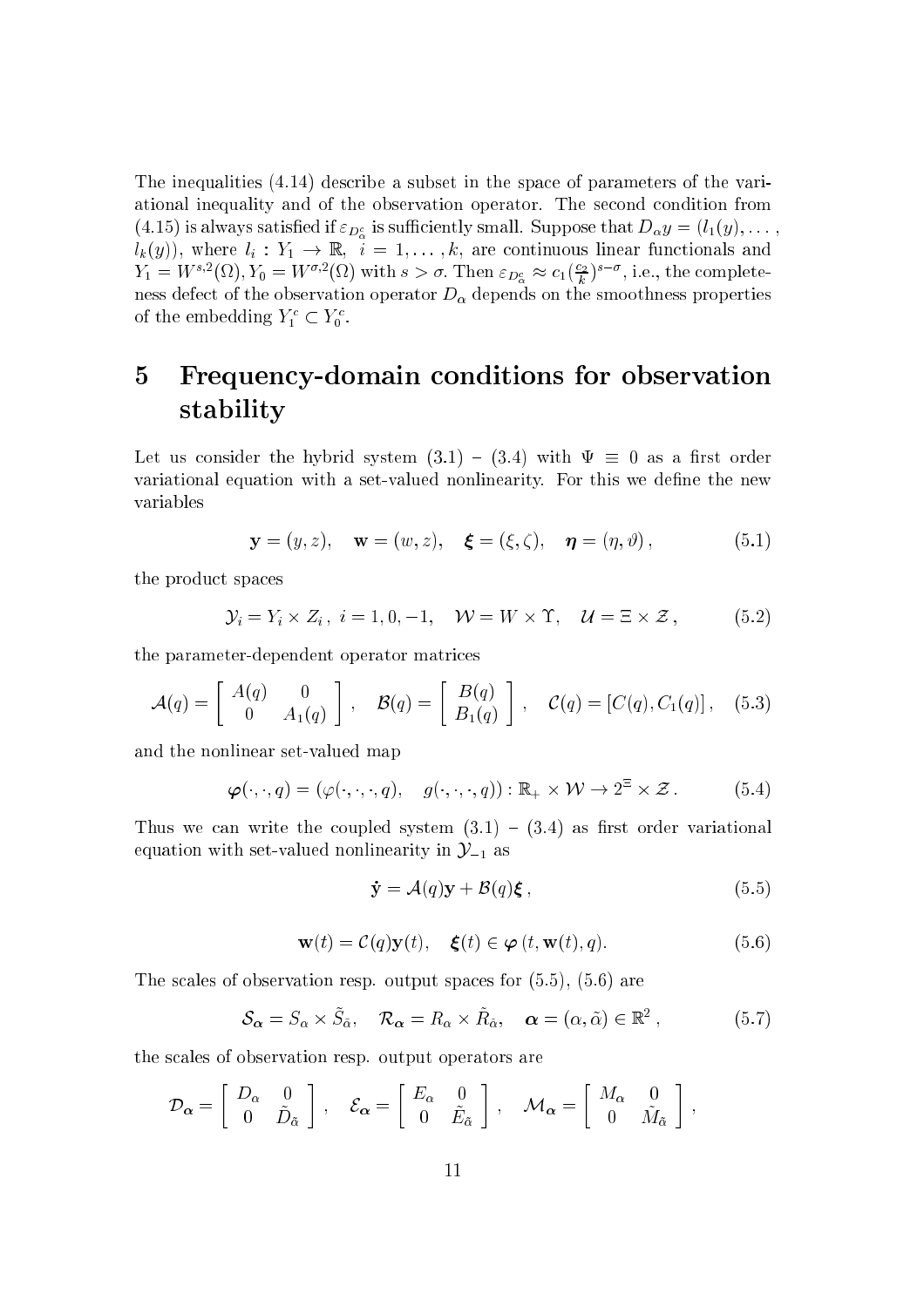The inequalities (4.14) describe a subset in the space of parameters of the variational inequality and of the observation operator. The second condition from (4.15) is always satisfied if $\varepsilon_{D^c_\alpha}$ is sufficiently small. Suppose that $D_\alpha y = (l_1(y), \ldots, l_k(y))$, where $l_i : Y_1 \to \mathbb{R}$, $i = 1, \ldots, k$, are continuous linear functionals and $Y_1 = W^{s,2}(\Omega), Y_0 = W^{\sigma,2}(\Omega)$ with $s > \sigma$. Then $\varepsilon_{D^c_\alpha} \approx c_1(\frac{c_2}{k})^{s-\sigma}$, i.e., the completeness defect of the observation operator $D_\alpha$ depends on the smoothness properties of the embedding $Y^c_1 \subset Y^c_0$.

## 5 Frequency-domain conditions for observation stability

Let us consider the hybrid system (3.1) – (3.4) with $\Psi \equiv 0$ as a first order variational equation with a set-valued nonlinearity. For this we define the new variables

$$\mathbf{y} = (y, z), \quad \mathbf{w} = (w, z), \quad \boldsymbol{\xi} = (\xi, \zeta), \quad \boldsymbol{\eta} = (\eta, \vartheta)\,, \tag{5.1}$$

the product spaces

$$\mathcal{Y}_i = Y_i \times Z_i\,,\ i = 1, 0, -1, \quad \mathcal{W} = W \times \Upsilon, \quad \mathcal{U} = \Xi \times \mathcal{Z}\,, \tag{5.2}$$

the parameter-dependent operator matrices

$$\mathcal{A}(q) = \begin{bmatrix} A(q) & 0 \\ 0 & A_1(q) \end{bmatrix}, \quad \mathcal{B}(q) = \begin{bmatrix} B(q) \\ B_1(q) \end{bmatrix}, \quad \mathcal{C}(q) = [C(q), C_1(q)]\,, \tag{5.3}$$

and the nonlinear set-valued map

$$\boldsymbol{\varphi}(\cdot,\cdot,q) = (\varphi(\cdot,\cdot,\cdot,q), \quad g(\cdot,\cdot,\cdot,q)) : \mathbb{R}_+ \times \mathcal{W} \to 2^{\Xi} \times \mathcal{Z}\,. \tag{5.4}$$

Thus we can write the coupled system (3.1) – (3.4) as first order variational equation with set-valued nonlinearity in $\mathcal{Y}_{-1}$ as

$$\dot{\mathbf{y}} = \mathcal{A}(q)\mathbf{y} + \mathcal{B}(q)\boldsymbol{\xi}\,, \tag{5.5}$$

$$\mathbf{w}(t) = \mathcal{C}(q)\mathbf{y}(t), \quad \boldsymbol{\xi}(t) \in \boldsymbol{\varphi}\,(t, \mathbf{w}(t), q). \tag{5.6}$$

The scales of observation resp. output spaces for (5.5), (5.6) are

$$\mathcal{S}_{\boldsymbol{\alpha}} = S_\alpha \times \tilde{S}_{\tilde{\alpha}}, \quad \mathcal{R}_{\boldsymbol{\alpha}} = R_\alpha \times \tilde{R}_{\tilde{\alpha}}, \quad \boldsymbol{\alpha} = (\alpha, \tilde{\alpha}) \in \mathbb{R}^2\,, \tag{5.7}$$

the scales of observation resp. output operators are

$$\mathcal{D}_{\boldsymbol{\alpha}} = \begin{bmatrix} D_\alpha & 0 \\ 0 & \tilde{D}_{\tilde{\alpha}} \end{bmatrix}, \quad \mathcal{E}_{\boldsymbol{\alpha}} = \begin{bmatrix} E_\alpha & 0 \\ 0 & \tilde{E}_{\tilde{\alpha}} \end{bmatrix}, \quad \mathcal{M}_{\boldsymbol{\alpha}} = \begin{bmatrix} M_\alpha & 0 \\ 0 & \tilde{M}_{\tilde{\alpha}} \end{bmatrix},$$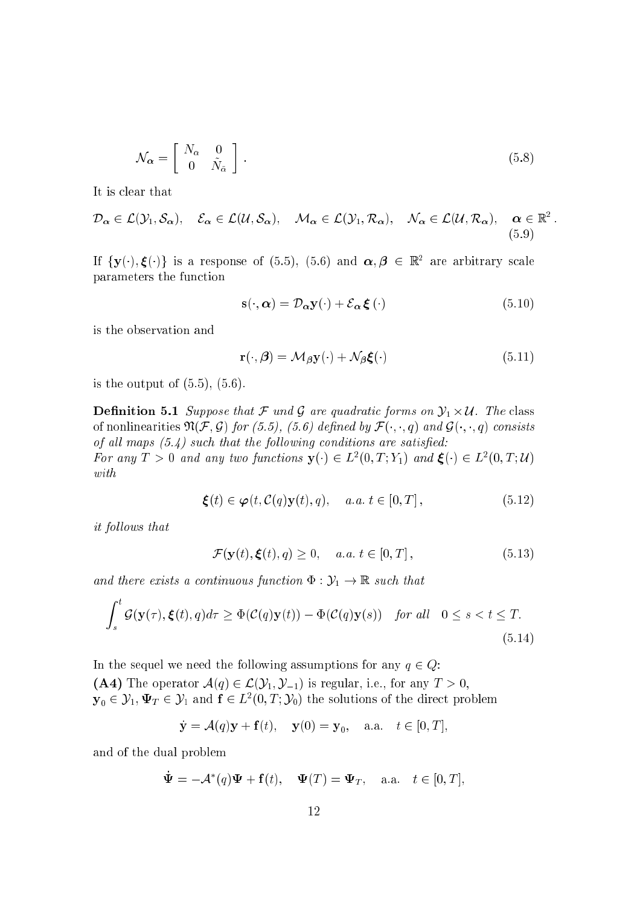$$\mathcal{N}_{\boldsymbol{\alpha}} = \begin{bmatrix} N_\alpha & 0 \\ 0 & \tilde{N}_{\tilde{\alpha}} \end{bmatrix}. \tag{5.8}$$

It is clear that

$$\mathcal{D}_{\boldsymbol{\alpha}} \in \mathcal{L}(\mathcal{Y}_1, \mathcal{S}_{\boldsymbol{\alpha}}), \quad \mathcal{E}_{\boldsymbol{\alpha}} \in \mathcal{L}(\mathcal{U}, \mathcal{S}_{\boldsymbol{\alpha}}), \quad \mathcal{M}_{\boldsymbol{\alpha}} \in \mathcal{L}(\mathcal{Y}_1, \mathcal{R}_{\boldsymbol{\alpha}}), \quad \mathcal{N}_{\boldsymbol{\alpha}} \in \mathcal{L}(\mathcal{U}, \mathcal{R}_{\boldsymbol{\alpha}}), \quad \boldsymbol{\alpha} \in \mathbb{R}^2. \tag{5.9}$$

If $\{\mathbf{y}(\cdot), \boldsymbol{\xi}(\cdot)\}$ is a response of (5.5), (5.6) and $\boldsymbol{\alpha}, \boldsymbol{\beta} \in \mathbb{R}^2$ are arbitrary scale parameters the function

$$\mathbf{s}(\cdot, \boldsymbol{\alpha}) = \mathcal{D}_{\boldsymbol{\alpha}} \mathbf{y}(\cdot) + \mathcal{E}_{\boldsymbol{\alpha}} \boldsymbol{\xi}(\cdot) \tag{5.10}$$

is the observation and

$$\mathbf{r}(\cdot, \boldsymbol{\beta}) = \mathcal{M}_{\beta} \mathbf{y}(\cdot) + \mathcal{N}_{\beta} \boldsymbol{\xi}(\cdot) \tag{5.11}$$

is the output of (5.5), (5.6).

**Definition 5.1** *Suppose that $\mathcal{F}$ und $\mathcal{G}$ are quadratic forms on $\mathcal{Y}_1 \times \mathcal{U}$. The* class of nonlinearities $\mathfrak{N}(\mathcal{F}, \mathcal{G})$ *for (5.5), (5.6) defined by $\mathcal{F}(\cdot, \cdot, q)$ and $\mathcal{G}(\cdot, \cdot, q)$ consists of all maps (5.4) such that the following conditions are satisfied:*
*For any $T > 0$ and any two functions $\mathbf{y}(\cdot) \in L^2(0, T; Y_1)$ and $\boldsymbol{\xi}(\cdot) \in L^2(0, T; \mathcal{U})$ with*

$$\boldsymbol{\xi}(t) \in \boldsymbol{\varphi}(t, \mathcal{C}(q)\mathbf{y}(t), q), \quad a.a.\ t \in [0, T], \tag{5.12}$$

*it follows that*

$$\mathcal{F}(\mathbf{y}(t), \boldsymbol{\xi}(t), q) \geq 0, \quad a.a.\ t \in [0, T], \tag{5.13}$$

*and there exists a continuous function $\Phi : \mathcal{Y}_1 \to \mathbb{R}$ such that*

$$\int_s^t \mathcal{G}(\mathbf{y}(\tau), \boldsymbol{\xi}(t), q) d\tau \geq \Phi(\mathcal{C}(q)\mathbf{y}(t)) - \Phi(\mathcal{C}(q)\mathbf{y}(s)) \quad \textit{for all} \quad 0 \leq s < t \leq T. \tag{5.14}$$

In the sequel we need the following assumptions for any $q \in Q$:
**(A4)** The operator $\mathcal{A}(q) \in \mathcal{L}(\mathcal{Y}_1, \mathcal{Y}_{-1})$ is regular, i.e., for any $T > 0$, $\mathbf{y}_0 \in \mathcal{Y}_1$, $\boldsymbol{\Psi}_T \in \mathcal{Y}_1$ and $\mathbf{f} \in L^2(0, T; \mathcal{Y}_0)$ the solutions of the direct problem

$$\dot{\mathbf{y}} = \mathcal{A}(q)\mathbf{y} + \mathbf{f}(t), \quad \mathbf{y}(0) = \mathbf{y}_0, \quad \text{a.a.} \quad t \in [0, T],$$

and of the dual problem

$$\dot{\boldsymbol{\Psi}} = -\mathcal{A}^*(q)\boldsymbol{\Psi} + \mathbf{f}(t), \quad \boldsymbol{\Psi}(T) = \boldsymbol{\Psi}_T, \quad \text{a.a.} \quad t \in [0, T],$$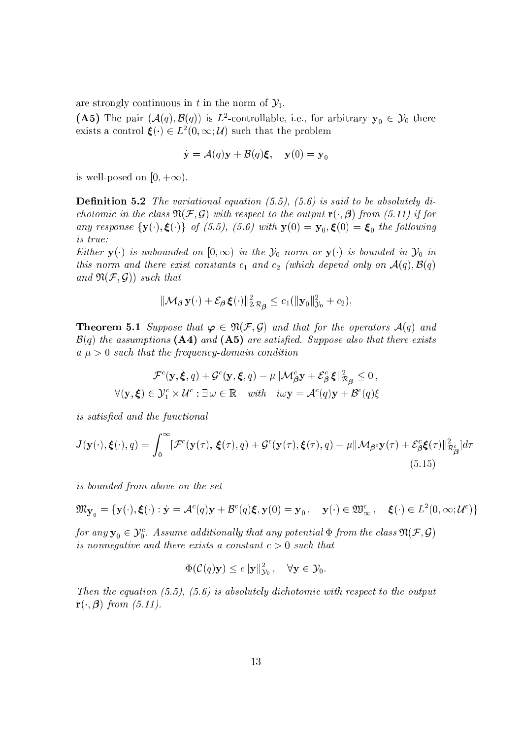are strongly continuous in $t$ in the norm of $\mathcal{Y}_1$.

**(A5)** The pair $(\mathcal{A}(q), \mathcal{B}(q))$ is $L^2$**-controllable**, i.e., for arbitrary $\mathbf{y}_0 \in \mathcal{Y}_0$ there exists a control $\boldsymbol{\xi}(\cdot) \in L^2(0, \infty; \mathcal{U})$ such that the problem

$$\dot{\mathbf{y}} = \mathcal{A}(q)\mathbf{y} + \mathcal{B}(q)\boldsymbol{\xi}, \quad \mathbf{y}(0) = \mathbf{y}_0$$

is well-posed on $[0, +\infty)$.

**Definition 5.2** *The variational equation (5.5), (5.6) is said to be absolutely dichotomic in the class $\mathfrak{N}(\mathcal{F}, \mathcal{G})$ with respect to the output $\mathbf{r}(\cdot, \boldsymbol{\beta})$ from (5.11) if for any response $\{\mathbf{y}(\cdot), \boldsymbol{\xi}(\cdot)\}$ of (5.5), (5.6) with $\mathbf{y}(0) = \mathbf{y}_0, \boldsymbol{\xi}(0) = \boldsymbol{\xi}_0$ the following is true:*

*Either $\mathbf{y}(\cdot)$ is unbounded on $[0, \infty)$ in the $\mathcal{Y}_0$-norm or $\mathbf{y}(\cdot)$ is bounded in $\mathcal{Y}_0$ in this norm and there exist constants $c_1$ and $c_2$ (which depend only on $\mathcal{A}(q), \mathcal{B}(q)$ and $\mathfrak{N}(\mathcal{F}, \mathcal{G})$) such that*

$$\|\mathcal{M}_{\boldsymbol{\beta}}\, \mathbf{y}(\cdot) + \mathcal{E}_{\boldsymbol{\beta}}\, \boldsymbol{\xi}(\cdot)\|^2_{2, \mathcal{R}_{\boldsymbol{\beta}}} \le c_1(\|\mathbf{y}_0\|^2_{\mathcal{Y}_0} + c_2).$$

**Theorem 5.1** *Suppose that $\boldsymbol{\varphi} \in \mathfrak{N}(\mathcal{F}, \mathcal{G})$ and that for the operators $\mathcal{A}(q)$ and $\mathcal{B}(q)$ the assumptions* **(A4)** *and* **(A5)** *are satisfied. Suppose also that there exists a $\mu > 0$ such that the frequency-domain condition*

$$\mathcal{F}^c(\mathbf{y}, \boldsymbol{\xi}, q) + \mathcal{G}^c(\mathbf{y}, \boldsymbol{\xi}, q) - \mu \|\mathcal{M}^c_{\boldsymbol{\beta}}\mathbf{y} + \mathcal{E}^c_{\boldsymbol{\beta}}\, \boldsymbol{\xi}\|^2_{\mathcal{R}_{\boldsymbol{\beta}}} \le 0\,,$$
$$\forall (\mathbf{y}, \boldsymbol{\xi}) \in \mathcal{Y}^c_1 \times \mathcal{U}^c : \exists\, \omega \in \mathbb{R} \quad \text{with} \quad i\omega\mathbf{y} = \mathcal{A}^c(q)\mathbf{y} + \mathcal{B}^c(q)\xi$$

*is satisfied and the functional*

$$J(\mathbf{y}(\cdot), \boldsymbol{\xi}(\cdot), q) = \int_0^\infty [\mathcal{F}^c(\mathbf{y}(\tau), \boldsymbol{\xi}(\tau), q) + \mathcal{G}^c(\mathbf{y}(\tau), \boldsymbol{\xi}(\tau), q) - \mu \|\mathcal{M}_{\beta^c}\mathbf{y}(\tau) + \mathcal{E}^c_{\boldsymbol{\beta}}\boldsymbol{\xi}(\tau)\|^2_{\mathcal{R}^c_{\boldsymbol{\beta}}}] d\tau \tag{5.15}$$

*is bounded from above on the set*

$$\mathfrak{M}_{\mathbf{y}_0} = \{\mathbf{y}(\cdot), \boldsymbol{\xi}(\cdot) : \dot{\mathbf{y}} = \mathcal{A}^c(q)\mathbf{y} + \mathcal{B}^c(q)\boldsymbol{\xi}, \mathbf{y}(0) = \mathbf{y}_0\,, \quad \mathbf{y}(\cdot) \in \mathfrak{W}^c_\infty\,, \quad \boldsymbol{\xi}(\cdot) \in L^2(0, \infty; \mathcal{U}^c)\}$$

*for any $\mathbf{y}_0 \in \mathcal{Y}^c_0$. Assume additionally that any potential $\Phi$ from the class $\mathfrak{N}(\mathcal{F}, \mathcal{G})$ is nonnegative and there exists a constant $c > 0$ such that*

$$\Phi(\mathcal{C}(q)\mathbf{y}) \le c\|\mathbf{y}\|^2_{\mathcal{Y}_0}\,, \quad \forall \mathbf{y} \in \mathcal{Y}_0.$$

*Then the equation (5.5), (5.6) is absolutely dichotomic with respect to the output $\mathbf{r}(\cdot, \boldsymbol{\beta})$ from (5.11).*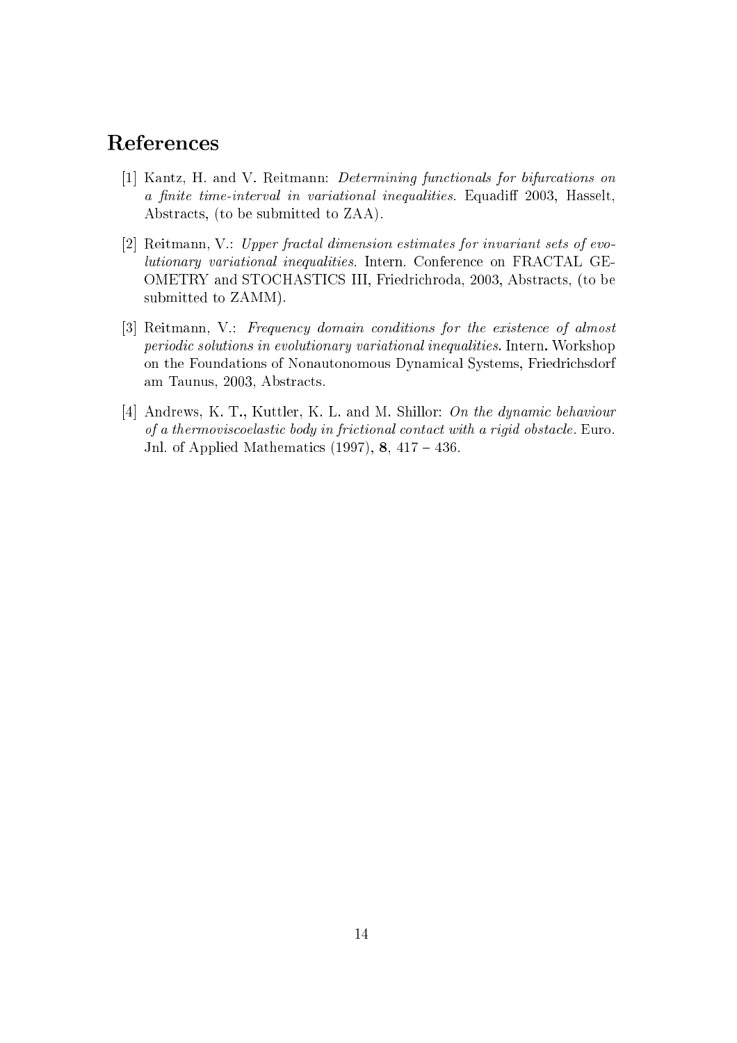## References

[1] Kantz, H. and V. Reitmann: *Determining functionals for bifurcations on a finite time-interval in variational inequalities.* Equadiff 2003, Hasselt, Abstracts, (to be submitted to ZAA).

[2] Reitmann, V.: *Upper fractal dimension estimates for invariant sets of evolutionary variational inequalities.* Intern. Conference on FRACTAL GEOMETRY and STOCHASTICS III, Friedrichroda, 2003, Abstracts, (to be submitted to ZAMM).

[3] Reitmann, V.: *Frequency domain conditions for the existence of almost periodic solutions in evolutionary variational inequalities.* Intern. Workshop on the Foundations of Nonautonomous Dynamical Systems, Friedrichsdorf am Taunus, 2003, Abstracts.

[4] Andrews, K. T., Kuttler, K. L. and M. Shillor: *On the dynamic behaviour of a thermoviscoelastic body in frictional contact with a rigid obstacle.* Euro. Jnl. of Applied Mathematics (1997), **8**, 417 – 436.